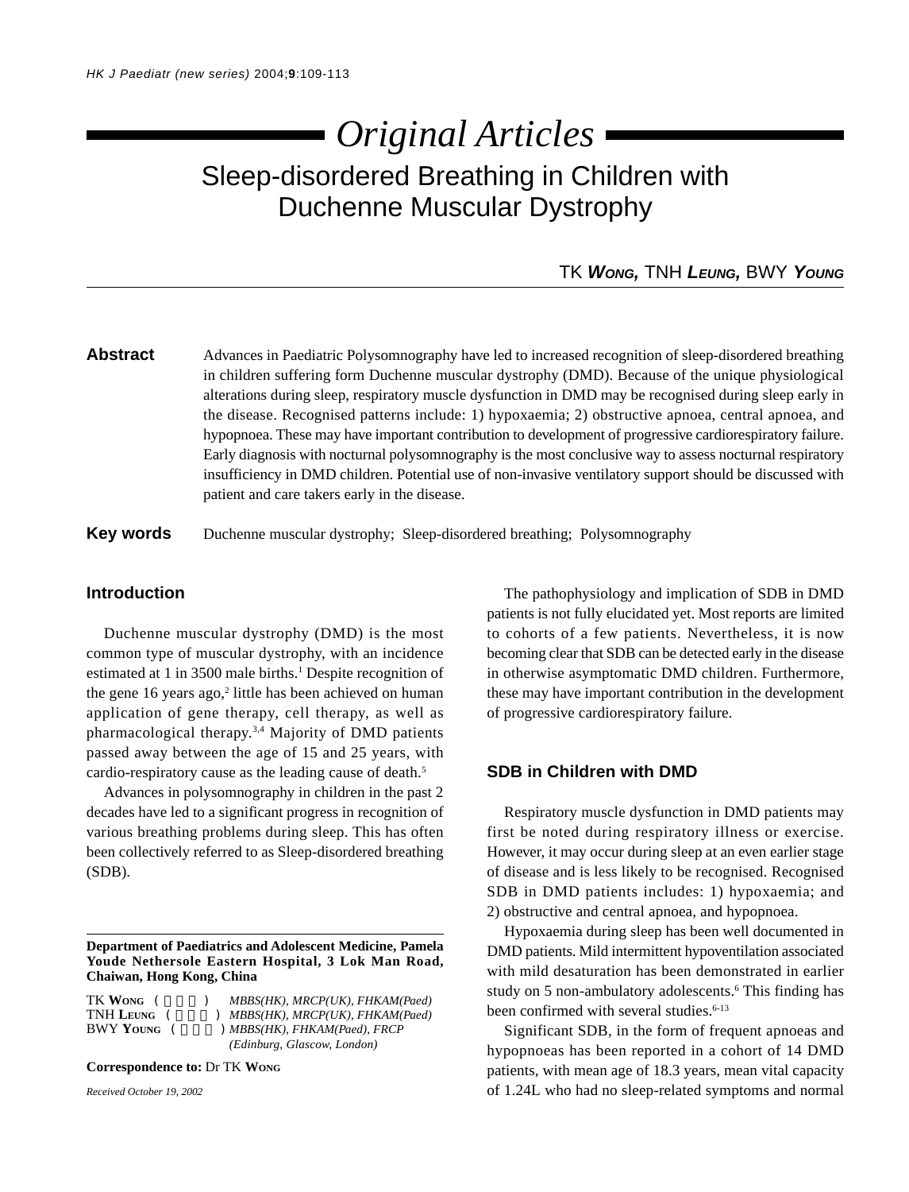# Original Articles

## Sleep-disordered Breathing in Children with Duchenne Muscular Dystrophy

TK **Wong**, TNH **Leung**, BWY **Young**

**Abstract** Advances in Paediatric Polysomnography have led to increased recognition of sleep-disordered breathing in children suffering form Duchenne muscular dystrophy (DMD). Because of the unique physiological alterations during sleep, respiratory muscle dysfunction in DMD may be recognised during sleep early in the disease. Recognised patterns include: 1) hypoxaemia; 2) obstructive apnoea, central apnoea, and hypopnoea. These may have important contribution to development of progressive cardiorespiratory failure. Early diagnosis with nocturnal polysomnography is the most conclusive way to assess nocturnal respiratory insufficiency in DMD children. Potential use of non-invasive ventilatory support should be discussed with patient and care takers early in the disease.

**Key words** Duchenne muscular dystrophy; Sleep-disordered breathing; Polysomnography

### Introduction

Duchenne muscular dystrophy (DMD) is the most common type of muscular dystrophy, with an incidence estimated at 1 in 3500 male births.[1] Despite recognition of the gene 16 years ago,[2] little has been achieved on human application of gene therapy, cell therapy, as well as pharmacological therapy.[3,4] Majority of DMD patients passed away between the age of 15 and 25 years, with cardio-respiratory cause as the leading cause of death.[5]

Advances in polysomnography in children in the past 2 decades have led to a significant progress in recognition of various breathing problems during sleep. This has often been collectively referred to as Sleep-disordered breathing (SDB).

The pathophysiology and implication of SDB in DMD patients is not fully elucidated yet. Most reports are limited to cohorts of a few patients. Nevertheless, it is now becoming clear that SDB can be detected early in the disease in otherwise asymptomatic DMD children. Furthermore, these may have important contribution in the development of progressive cardiorespiratory failure.

### SDB in Children with DMD

Respiratory muscle dysfunction in DMD patients may first be noted during respiratory illness or exercise. However, it may occur during sleep at an even earlier stage of disease and is less likely to be recognised. Recognised SDB in DMD patients includes: 1) hypoxaemia; and 2) obstructive and central apnoea, and hypopnoea.

Hypoxaemia during sleep has been well documented in DMD patients. Mild intermittent hypoventilation associated with mild desaturation has been demonstrated in earlier study on 5 non-ambulatory adolescents.[6] This finding has been confirmed with several studies.[6-13]

Significant SDB, in the form of frequent apnoeas and hypopnoeas has been reported in a cohort of 14 DMD patients, with mean age of 18.3 years, mean vital capacity of 1.24L who had no sleep-related symptoms and normal

---

**Department of Paediatrics and Adolescent Medicine, Pamela Youde Nethersole Eastern Hospital, 3 Lok Man Road, Chaiwan, Hong Kong, China**

TK **Wong** ( ) *MBBS(HK), MRCP(UK), FHKAM(Paed)*
TNH **Leung** ( ) *MBBS(HK), MRCP(UK), FHKAM(Paed)*
BWY **Young** ( ) *MBBS(HK), FHKAM(Paed), FRCP (Edinburg, Glascow, London)*

**Correspondence to:** Dr TK **Wong**

*Received October 19, 2002*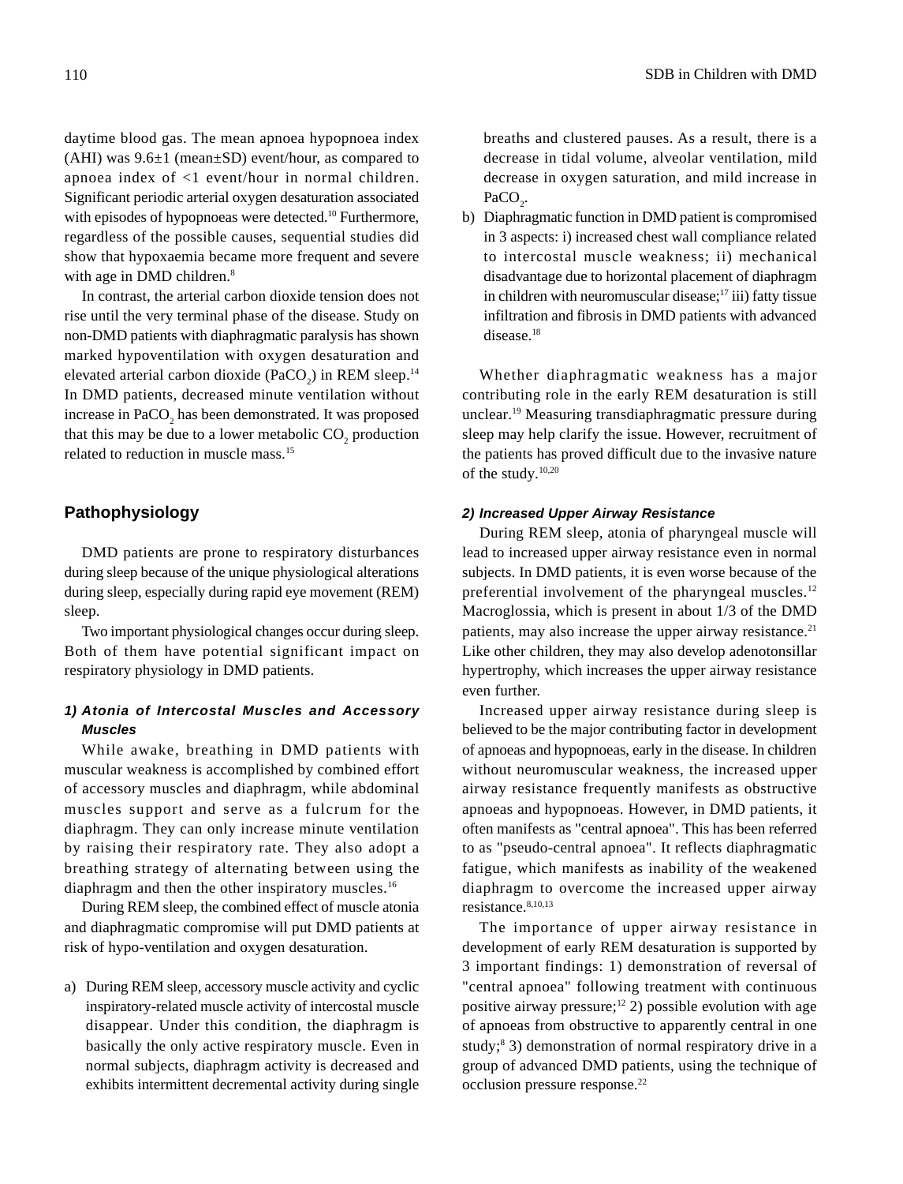daytime blood gas. The mean apnoea hypopnoea index (AHI) was 9.6±1 (mean±SD) event/hour, as compared to apnoea index of <1 event/hour in normal children. Significant periodic arterial oxygen desaturation associated with episodes of hypopnoeas were detected.[10] Furthermore, regardless of the possible causes, sequential studies did show that hypoxaemia became more frequent and severe with age in DMD children.[8]

In contrast, the arterial carbon dioxide tension does not rise until the very terminal phase of the disease. Study on non-DMD patients with diaphragmatic paralysis has shown marked hypoventilation with oxygen desaturation and elevated arterial carbon dioxide ($PaCO_2$) in REM sleep.[14] In DMD patients, decreased minute ventilation without increase in $PaCO_2$ has been demonstrated. It was proposed that this may be due to a lower metabolic $CO_2$ production related to reduction in muscle mass.[15]

## Pathophysiology

DMD patients are prone to respiratory disturbances during sleep because of the unique physiological alterations during sleep, especially during rapid eye movement (REM) sleep.

Two important physiological changes occur during sleep. Both of them have potential significant impact on respiratory physiology in DMD patients.

### 1) Atonia of Intercostal Muscles and Accessory Muscles

While awake, breathing in DMD patients with muscular weakness is accomplished by combined effort of accessory muscles and diaphragm, while abdominal muscles support and serve as a fulcrum for the diaphragm. They can only increase minute ventilation by raising their respiratory rate. They also adopt a breathing strategy of alternating between using the diaphragm and then the other inspiratory muscles.[16]

During REM sleep, the combined effect of muscle atonia and diaphragmatic compromise will put DMD patients at risk of hypo-ventilation and oxygen desaturation.

a) During REM sleep, accessory muscle activity and cyclic inspiratory-related muscle activity of intercostal muscle disappear. Under this condition, the diaphragm is basically the only active respiratory muscle. Even in normal subjects, diaphragm activity is decreased and exhibits intermittent decremental activity during single breaths and clustered pauses. As a result, there is a decrease in tidal volume, alveolar ventilation, mild decrease in oxygen saturation, and mild increase in $PaCO_2$.
b) Diaphragmatic function in DMD patient is compromised in 3 aspects: i) increased chest wall compliance related to intercostal muscle weakness; ii) mechanical disadvantage due to horizontal placement of diaphragm in children with neuromuscular disease;[17] iii) fatty tissue infiltration and fibrosis in DMD patients with advanced disease.[18]

Whether diaphragmatic weakness has a major contributing role in the early REM desaturation is still unclear.[19] Measuring transdiaphragmatic pressure during sleep may help clarify the issue. However, recruitment of the patients has proved difficult due to the invasive nature of the study.[10,20]

### 2) Increased Upper Airway Resistance

During REM sleep, atonia of pharyngeal muscle will lead to increased upper airway resistance even in normal subjects. In DMD patients, it is even worse because of the preferential involvement of the pharyngeal muscles.[12] Macroglossia, which is present in about 1/3 of the DMD patients, may also increase the upper airway resistance.[21] Like other children, they may also develop adenotonsillar hypertrophy, which increases the upper airway resistance even further.

Increased upper airway resistance during sleep is believed to be the major contributing factor in development of apnoeas and hypopnoeas, early in the disease. In children without neuromuscular weakness, the increased upper airway resistance frequently manifests as obstructive apnoeas and hypopnoeas. However, in DMD patients, it often manifests as "central apnoea". This has been referred to as "pseudo-central apnoea". It reflects diaphragmatic fatigue, which manifests as inability of the weakened diaphragm to overcome the increased upper airway resistance.[8,10,13]

The importance of upper airway resistance in development of early REM desaturation is supported by 3 important findings: 1) demonstration of reversal of "central apnoea" following treatment with continuous positive airway pressure;[12] 2) possible evolution with age of apnoeas from obstructive to apparently central in one study;[8] 3) demonstration of normal respiratory drive in a group of advanced DMD patients, using the technique of occlusion pressure response.[22]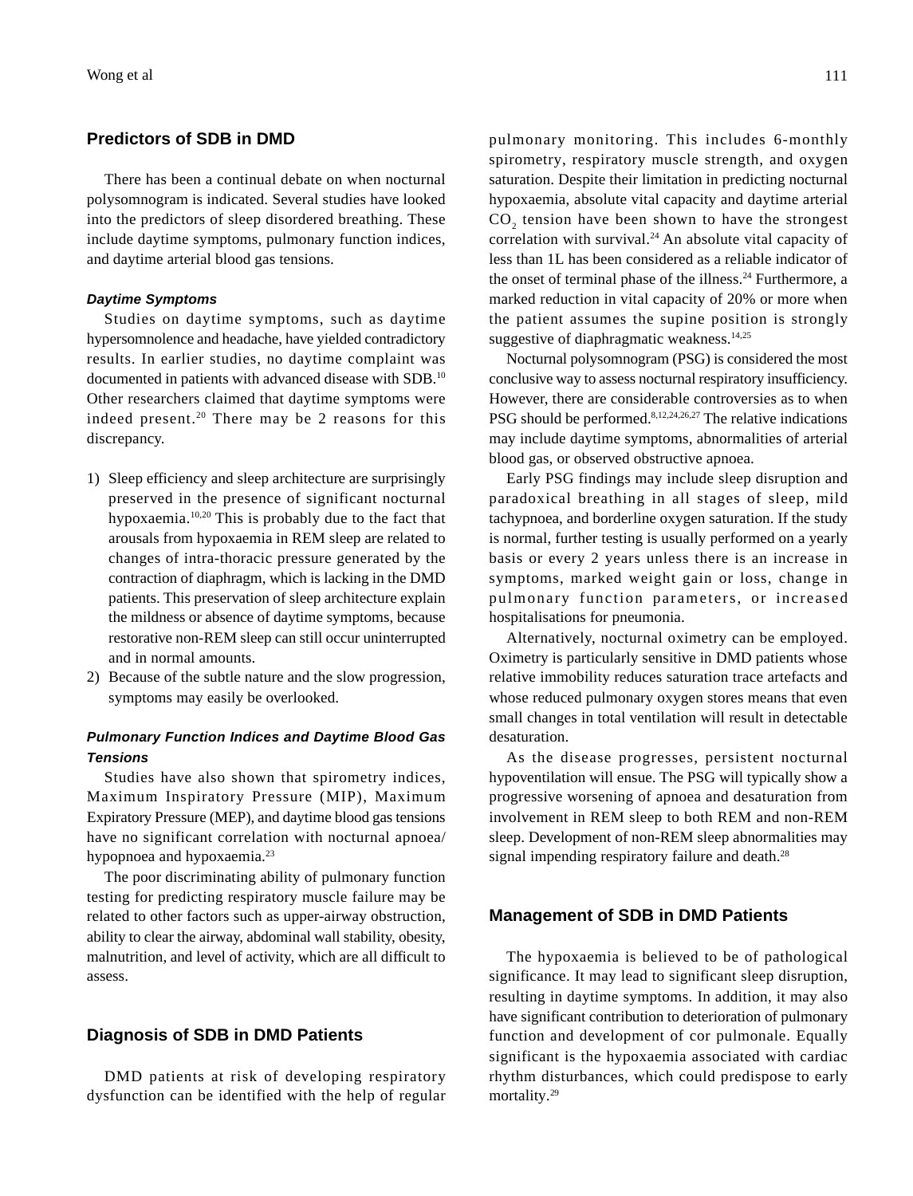## Predictors of SDB in DMD

There has been a continual debate on when nocturnal polysomnogram is indicated. Several studies have looked into the predictors of sleep disordered breathing. These include daytime symptoms, pulmonary function indices, and daytime arterial blood gas tensions.

### *Daytime Symptoms*

Studies on daytime symptoms, such as daytime hypersomnolence and headache, have yielded contradictory results. In earlier studies, no daytime complaint was documented in patients with advanced disease with SDB.[10] Other researchers claimed that daytime symptoms were indeed present.[20] There may be 2 reasons for this discrepancy.

1) Sleep efficiency and sleep architecture are surprisingly preserved in the presence of significant nocturnal hypoxaemia.[10,20] This is probably due to the fact that arousals from hypoxaemia in REM sleep are related to changes of intra-thoracic pressure generated by the contraction of diaphragm, which is lacking in the DMD patients. This preservation of sleep architecture explain the mildness or absence of daytime symptoms, because restorative non-REM sleep can still occur uninterrupted and in normal amounts.
2) Because of the subtle nature and the slow progression, symptoms may easily be overlooked.

### *Pulmonary Function Indices and Daytime Blood Gas Tensions*

Studies have also shown that spirometry indices, Maximum Inspiratory Pressure (MIP), Maximum Expiratory Pressure (MEP), and daytime blood gas tensions have no significant correlation with nocturnal apnoea/hypopnoea and hypoxaemia.[23]

The poor discriminating ability of pulmonary function testing for predicting respiratory muscle failure may be related to other factors such as upper-airway obstruction, ability to clear the airway, abdominal wall stability, obesity, malnutrition, and level of activity, which are all difficult to assess.

## Diagnosis of SDB in DMD Patients

DMD patients at risk of developing respiratory dysfunction can be identified with the help of regular pulmonary monitoring. This includes 6-monthly spirometry, respiratory muscle strength, and oxygen saturation. Despite their limitation in predicting nocturnal hypoxaemia, absolute vital capacity and daytime arterial $CO_2$ tension have been shown to have the strongest correlation with survival.[24] An absolute vital capacity of less than 1L has been considered as a reliable indicator of the onset of terminal phase of the illness.[24] Furthermore, a marked reduction in vital capacity of 20% or more when the patient assumes the supine position is strongly suggestive of diaphragmatic weakness.[14,25]

Nocturnal polysomnogram (PSG) is considered the most conclusive way to assess nocturnal respiratory insufficiency. However, there are considerable controversies as to when PSG should be performed.[8,12,24,26,27] The relative indications may include daytime symptoms, abnormalities of arterial blood gas, or observed obstructive apnoea.

Early PSG findings may include sleep disruption and paradoxical breathing in all stages of sleep, mild tachypnoea, and borderline oxygen saturation. If the study is normal, further testing is usually performed on a yearly basis or every 2 years unless there is an increase in symptoms, marked weight gain or loss, change in pulmonary function parameters, or increased hospitalisations for pneumonia.

Alternatively, nocturnal oximetry can be employed. Oximetry is particularly sensitive in DMD patients whose relative immobility reduces saturation trace artefacts and whose reduced pulmonary oxygen stores means that even small changes in total ventilation will result in detectable desaturation.

As the disease progresses, persistent nocturnal hypoventilation will ensue. The PSG will typically show a progressive worsening of apnoea and desaturation from involvement in REM sleep to both REM and non-REM sleep. Development of non-REM sleep abnormalities may signal impending respiratory failure and death.[28]

## Management of SDB in DMD Patients

The hypoxaemia is believed to be of pathological significance. It may lead to significant sleep disruption, resulting in daytime symptoms. In addition, it may also have significant contribution to deterioration of pulmonary function and development of cor pulmonale. Equally significant is the hypoxaemia associated with cardiac rhythm disturbances, which could predispose to early mortality.[29]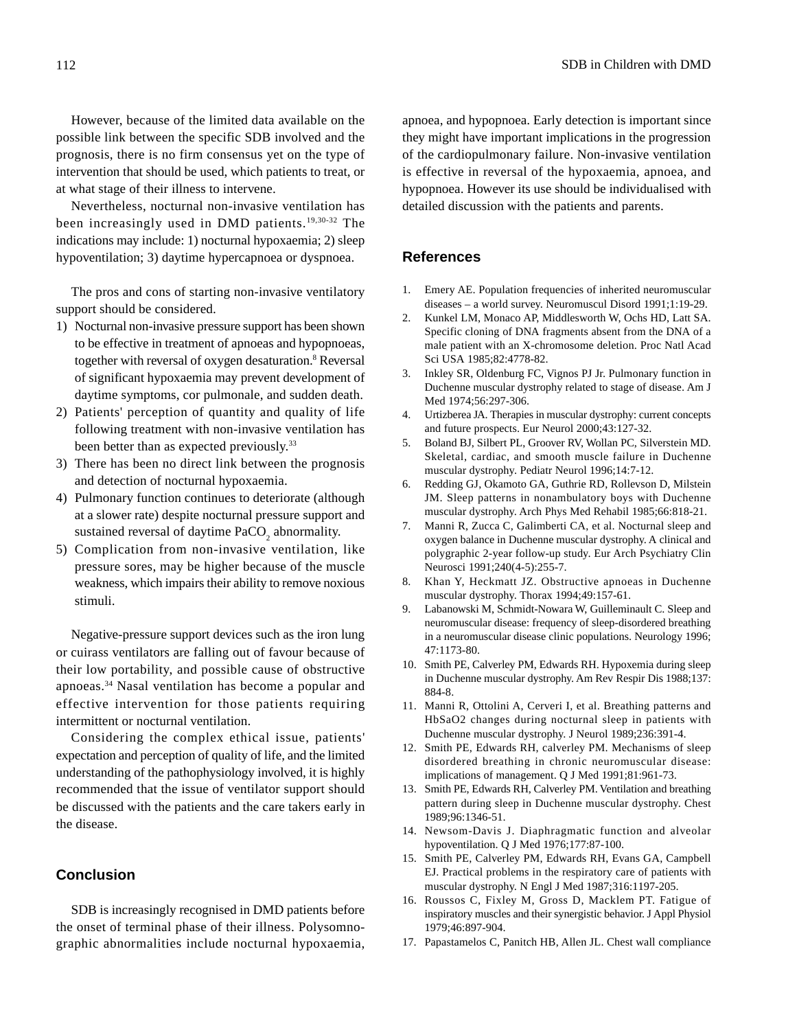However, because of the limited data available on the possible link between the specific SDB involved and the prognosis, there is no firm consensus yet on the type of intervention that should be used, which patients to treat, or at what stage of their illness to intervene.

Nevertheless, nocturnal non-invasive ventilation has been increasingly used in DMD patients.[19,30-32] The indications may include: 1) nocturnal hypoxaemia; 2) sleep hypoventilation; 3) daytime hypercapnoea or dyspnoea.

The pros and cons of starting non-invasive ventilatory support should be considered.

1) Nocturnal non-invasive pressure support has been shown to be effective in treatment of apnoeas and hypopnoeas, together with reversal of oxygen desaturation.[8] Reversal of significant hypoxaemia may prevent development of daytime symptoms, cor pulmonale, and sudden death.
2) Patients' perception of quantity and quality of life following treatment with non-invasive ventilation has been better than as expected previously.[33]
3) There has been no direct link between the prognosis and detection of nocturnal hypoxaemia.
4) Pulmonary function continues to deteriorate (although at a slower rate) despite nocturnal pressure support and sustained reversal of daytime $PaCO_2$ abnormality.
5) Complication from non-invasive ventilation, like pressure sores, may be higher because of the muscle weakness, which impairs their ability to remove noxious stimuli.

Negative-pressure support devices such as the iron lung or cuirass ventilators are falling out of favour because of their low portability, and possible cause of obstructive apnoeas.[34] Nasal ventilation has become a popular and effective intervention for those patients requiring intermittent or nocturnal ventilation.

Considering the complex ethical issue, patients' expectation and perception of quality of life, and the limited understanding of the pathophysiology involved, it is highly recommended that the issue of ventilator support should be discussed with the patients and the care takers early in the disease.

## Conclusion

SDB is increasingly recognised in DMD patients before the onset of terminal phase of their illness. Polysomnographic abnormalities include nocturnal hypoxaemia, apnoea, and hypopnoea. Early detection is important since they might have important implications in the progression of the cardiopulmonary failure. Non-invasive ventilation is effective in reversal of the hypoxaemia, apnoea, and hypopnoea. However its use should be individualised with detailed discussion with the patients and parents.

## References

1. Emery AE. Population frequencies of inherited neuromuscular diseases – a world survey. Neuromuscul Disord 1991;1:19-29.
2. Kunkel LM, Monaco AP, Middlesworth W, Ochs HD, Latt SA. Specific cloning of DNA fragments absent from the DNA of a male patient with an X-chromosome deletion. Proc Natl Acad Sci USA 1985;82:4778-82.
3. Inkley SR, Oldenburg FC, Vignos PJ Jr. Pulmonary function in Duchenne muscular dystrophy related to stage of disease. Am J Med 1974;56:297-306.
4. Urtizberea JA. Therapies in muscular dystrophy: current concepts and future prospects. Eur Neurol 2000;43:127-32.
5. Boland BJ, Silbert PL, Groover RV, Wollan PC, Silverstein MD. Skeletal, cardiac, and smooth muscle failure in Duchenne muscular dystrophy. Pediatr Neurol 1996;14:7-12.
6. Redding GJ, Okamoto GA, Guthrie RD, Rollevson D, Milstein JM. Sleep patterns in nonambulatory boys with Duchenne muscular dystrophy. Arch Phys Med Rehabil 1985;66:818-21.
7. Manni R, Zucca C, Galimberti CA, et al. Nocturnal sleep and oxygen balance in Duchenne muscular dystrophy. A clinical and polygraphic 2-year follow-up study. Eur Arch Psychiatry Clin Neurosci 1991;240(4-5):255-7.
8. Khan Y, Heckmatt JZ. Obstructive apnoeas in Duchenne muscular dystrophy. Thorax 1994;49:157-61.
9. Labanowski M, Schmidt-Nowara W, Guilleminault C. Sleep and neuromuscular disease: frequency of sleep-disordered breathing in a neuromuscular disease clinic populations. Neurology 1996; 47:1173-80.
10. Smith PE, Calverley PM, Edwards RH. Hypoxemia during sleep in Duchenne muscular dystrophy. Am Rev Respir Dis 1988;137: 884-8.
11. Manni R, Ottolini A, Cerveri I, et al. Breathing patterns and HbSaO2 changes during nocturnal sleep in patients with Duchenne muscular dystrophy. J Neurol 1989;236:391-4.
12. Smith PE, Edwards RH, calverley PM. Mechanisms of sleep disordered breathing in chronic neuromuscular disease: implications of management. Q J Med 1991;81:961-73.
13. Smith PE, Edwards RH, Calverley PM. Ventilation and breathing pattern during sleep in Duchenne muscular dystrophy. Chest 1989;96:1346-51.
14. Newsom-Davis J. Diaphragmatic function and alveolar hypoventilation. Q J Med 1976;177:87-100.
15. Smith PE, Calverley PM, Edwards RH, Evans GA, Campbell EJ. Practical problems in the respiratory care of patients with muscular dystrophy. N Engl J Med 1987;316:1197-205.
16. Roussos C, Fixley M, Gross D, Macklem PT. Fatigue of inspiratory muscles and their synergistic behavior. J Appl Physiol 1979;46:897-904.
17. Papastamelos C, Panitch HB, Allen JL. Chest wall compliance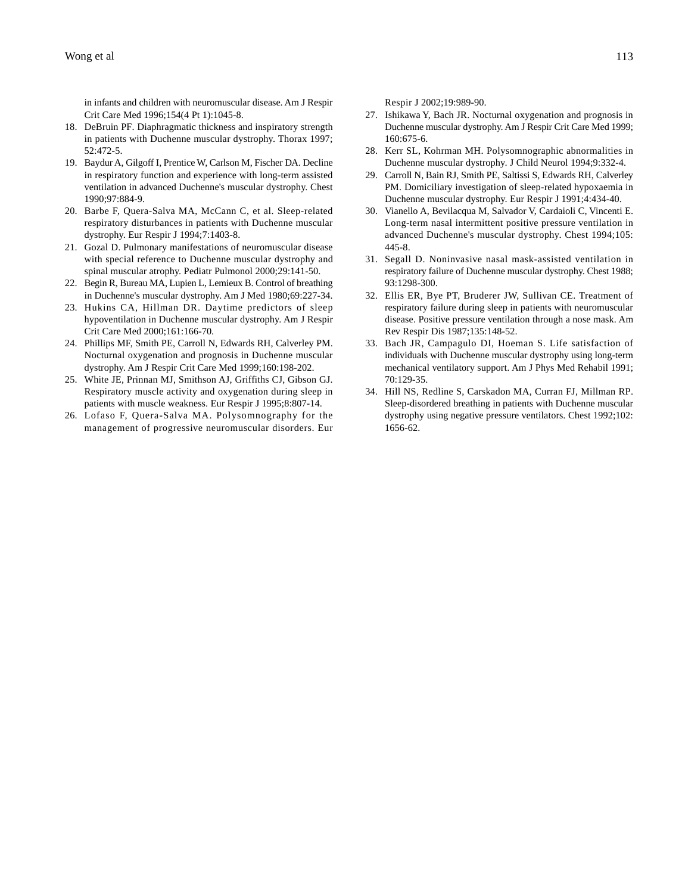in infants and children with neuromuscular disease. Am J Respir Crit Care Med 1996;154(4 Pt 1):1045-8.

18. DeBruin PF. Diaphragmatic thickness and inspiratory strength in patients with Duchenne muscular dystrophy. Thorax 1997; 52:472-5.
19. Baydur A, Gilgoff I, Prentice W, Carlson M, Fischer DA. Decline in respiratory function and experience with long-term assisted ventilation in advanced Duchenne's muscular dystrophy. Chest 1990;97:884-9.
20. Barbe F, Quera-Salva MA, McCann C, et al. Sleep-related respiratory disturbances in patients with Duchenne muscular dystrophy. Eur Respir J 1994;7:1403-8.
21. Gozal D. Pulmonary manifestations of neuromuscular disease with special reference to Duchenne muscular dystrophy and spinal muscular atrophy. Pediatr Pulmonol 2000;29:141-50.
22. Begin R, Bureau MA, Lupien L, Lemieux B. Control of breathing in Duchenne's muscular dystrophy. Am J Med 1980;69:227-34.
23. Hukins CA, Hillman DR. Daytime predictors of sleep hypoventilation in Duchenne muscular dystrophy. Am J Respir Crit Care Med 2000;161:166-70.
24. Phillips MF, Smith PE, Carroll N, Edwards RH, Calverley PM. Nocturnal oxygenation and prognosis in Duchenne muscular dystrophy. Am J Respir Crit Care Med 1999;160:198-202.
25. White JE, Prinnan MJ, Smithson AJ, Griffiths CJ, Gibson GJ. Respiratory muscle activity and oxygenation during sleep in patients with muscle weakness. Eur Respir J 1995;8:807-14.
26. Lofaso F, Quera-Salva MA. Polysomnography for the management of progressive neuromuscular disorders. Eur Respir J 2002;19:989-90.
27. Ishikawa Y, Bach JR. Nocturnal oxygenation and prognosis in Duchenne muscular dystrophy. Am J Respir Crit Care Med 1999; 160:675-6.
28. Kerr SL, Kohrman MH. Polysomnographic abnormalities in Duchenne muscular dystrophy. J Child Neurol 1994;9:332-4.
29. Carroll N, Bain RJ, Smith PE, Saltissi S, Edwards RH, Calverley PM. Domiciliary investigation of sleep-related hypoxaemia in Duchenne muscular dystrophy. Eur Respir J 1991;4:434-40.
30. Vianello A, Bevilacqua M, Salvador V, Cardaioli C, Vincenti E. Long-term nasal intermittent positive pressure ventilation in advanced Duchenne's muscular dystrophy. Chest 1994;105: 445-8.
31. Segall D. Noninvasive nasal mask-assisted ventilation in respiratory failure of Duchenne muscular dystrophy. Chest 1988; 93:1298-300.
32. Ellis ER, Bye PT, Bruderer JW, Sullivan CE. Treatment of respiratory failure during sleep in patients with neuromuscular disease. Positive pressure ventilation through a nose mask. Am Rev Respir Dis 1987;135:148-52.
33. Bach JR, Campagulo DI, Hoeman S. Life satisfaction of individuals with Duchenne muscular dystrophy using long-term mechanical ventilatory support. Am J Phys Med Rehabil 1991; 70:129-35.
34. Hill NS, Redline S, Carskadon MA, Curran FJ, Millman RP. Sleep-disordered breathing in patients with Duchenne muscular dystrophy using negative pressure ventilators. Chest 1992;102: 1656-62.